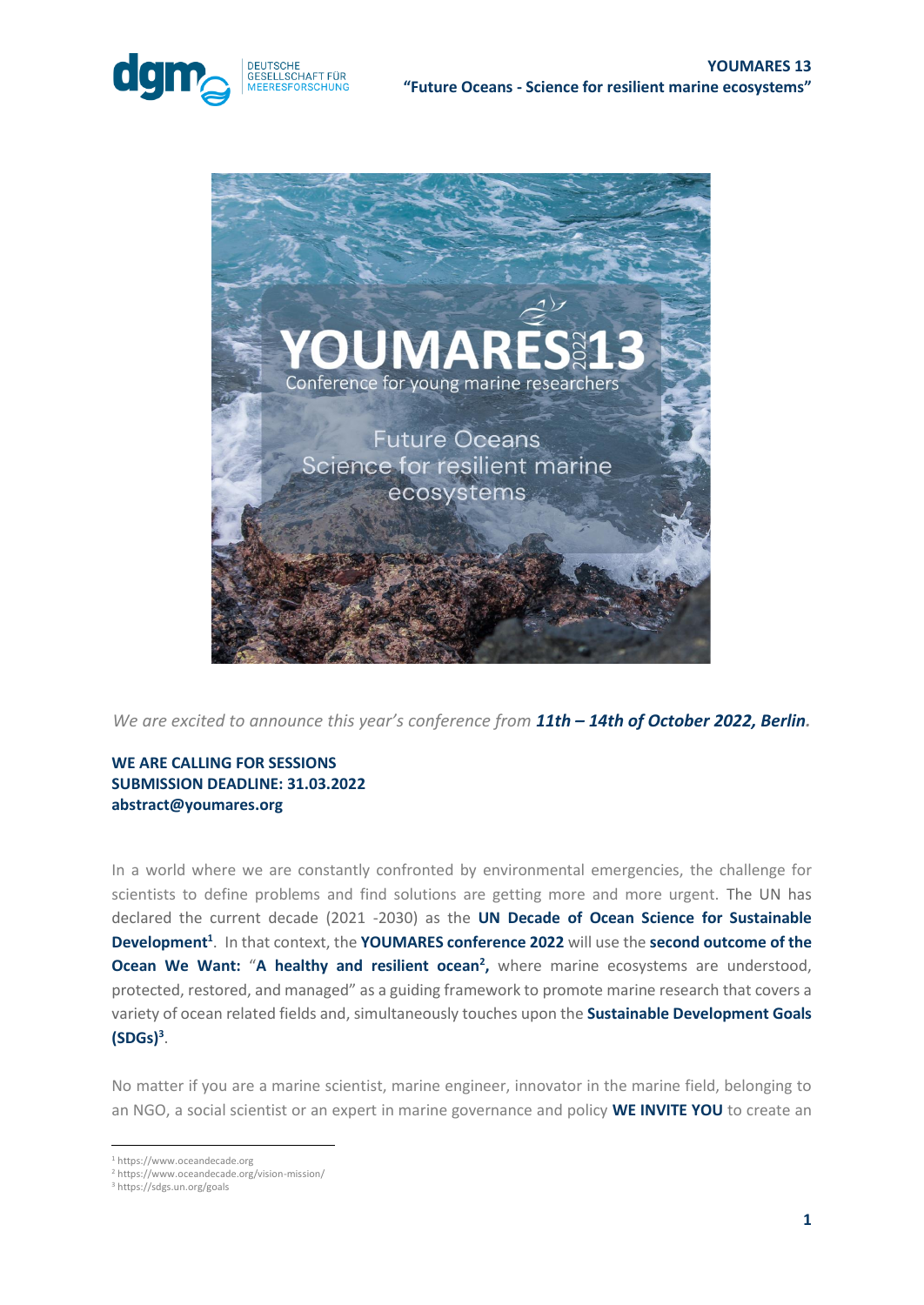*We are excited to announce this year's conference from **11th – 14th of October 2022, Berlin**.*

**WE ARE CALLING FOR SESSIONS**
**SUBMISSION DEADLINE: 31.03.2022**
**abstract@youmares.org**

In a world where we are constantly confronted by environmental emergencies, the challenge for scientists to define problems and find solutions are getting more and more urgent. The UN has declared the current decade (2021 -2030) as the **UN Decade of Ocean Science for Sustainable Development[1]**. In that context, the **YOUMARES conference 2022** will use the **second outcome of the Ocean We Want:** "**A healthy and resilient ocean[2],** where marine ecosystems are understood, protected, restored, and managed" as a guiding framework to promote marine research that covers a variety of ocean related fields and, simultaneously touches upon the **Sustainable Development Goals (SDGs)[3]**.

No matter if you are a marine scientist, marine engineer, innovator in the marine field, belonging to an NGO, a social scientist or an expert in marine governance and policy **WE INVITE YOU** to create an

---

[1] https://www.oceandecade.org
[2] https://www.oceandecade.org/vision-mission/
[3] https://sdgs.un.org/goals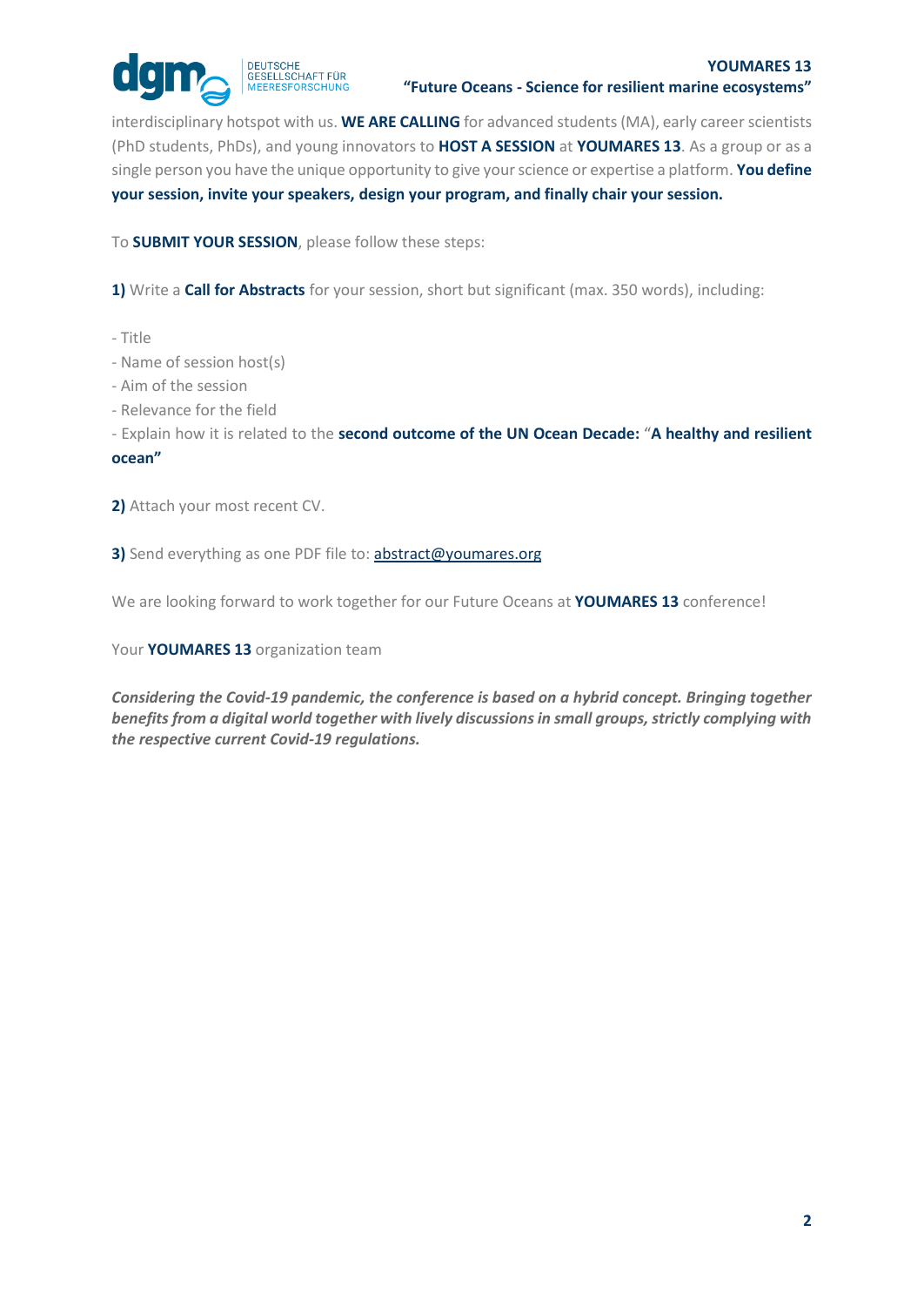interdisciplinary hotspot with us. **WE ARE CALLING** for advanced students (MA), early career scientists (PhD students, PhDs), and young innovators to **HOST A SESSION** at **YOUMARES 13**. As a group or as a single person you have the unique opportunity to give your science or expertise a platform. **You define your session, invite your speakers, design your program, and finally chair your session.**

To **SUBMIT YOUR SESSION**, please follow these steps:

**1)** Write a **Call for Abstracts** for your session, short but significant (max. 350 words), including:

- Title
- Name of session host(s)
- Aim of the session
- Relevance for the field
- Explain how it is related to the **second outcome of the UN Ocean Decade:** "**A healthy and resilient ocean"**

**2)** Attach your most recent CV.

**3)** Send everything as one PDF file to: abstract@youmares.org

We are looking forward to work together for our Future Oceans at **YOUMARES 13** conference!

Your **YOUMARES 13** organization team

***Considering the Covid-19 pandemic, the conference is based on a hybrid concept. Bringing together benefits from a digital world together with lively discussions in small groups, strictly complying with the respective current Covid-19 regulations.***